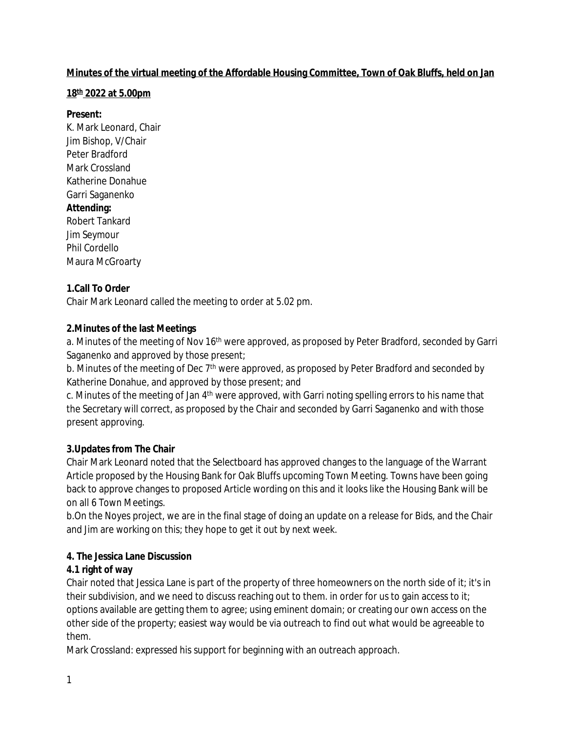**Minutes of the virtual meeting of the Affordable Housing Committee, Town of Oak Bluffs, held on Jan 18th 2022 at 5.00pm**

**Present:**
K. Mark Leonard, Chair
Jim Bishop, V/Chair
Peter Bradford
Mark Crossland
Katherine Donahue
Garri Saganenko

**Attending:**
Robert Tankard
Jim Seymour
Phil Cordello
Maura McGroarty

**1.Call To Order**

Chair Mark Leonard called the meeting to order at 5.02 pm.

**2.Minutes of the last Meetings**

a. Minutes of the meeting of Nov 16th were approved, as proposed by Peter Bradford, seconded by Garri Saganenko and approved by those present;

b. Minutes of the meeting of Dec 7th were approved, as proposed by Peter Bradford and seconded by Katherine Donahue, and approved by those present; and

c. Minutes of the meeting of Jan 4th were approved, with Garri noting spelling errors to his name that the Secretary will correct, as proposed by the Chair and seconded by Garri Saganenko and with those present approving.

**3.Updates from The Chair**

Chair Mark Leonard noted that the Selectboard has approved changes to the language of the Warrant Article proposed by the Housing Bank for Oak Bluffs upcoming Town Meeting. Towns have been going back to approve changes to proposed Article wording on this and it looks like the Housing Bank will be on all 6 Town Meetings.

b.On the Noyes project, we are in the final stage of doing an update on a release for Bids, and the Chair and Jim are working on this; they hope to get it out by next week.

**4. The Jessica Lane Discussion**

**4.1 right of way**

Chair noted that Jessica Lane is part of the property of three homeowners on the north side of it; it's in their subdivision, and we need to discuss reaching out to them. in order for us to gain access to it; options available are getting them to agree; using eminent domain; or creating our own access on the other side of the property; easiest way would be via outreach to find out what would be agreeable to them.

Mark Crossland: expressed his support for beginning with an outreach approach.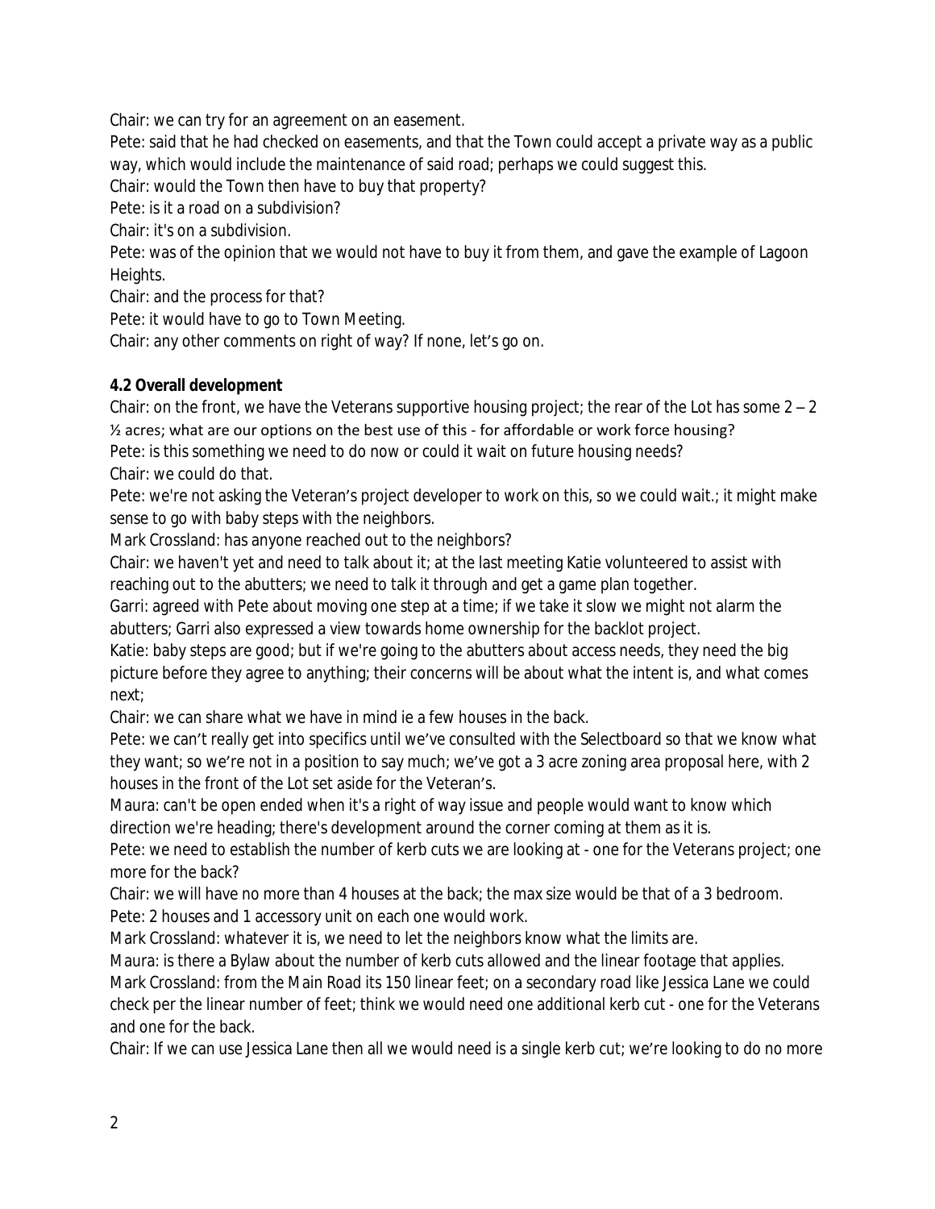Chair: we can try for an agreement on an easement.

Pete: said that he had checked on easements, and that the Town could accept a private way as a public way, which would include the maintenance of said road; perhaps we could suggest this.

Chair: would the Town then have to buy that property?

Pete: is it a road on a subdivision?

Chair: it's on a subdivision.

Pete: was of the opinion that we would not have to buy it from them, and gave the example of Lagoon Heights.

Chair: and the process for that?

Pete: it would have to go to Town Meeting.

Chair: any other comments on right of way? If none, let's go on.

**4.2 Overall development**

Chair: on the front, we have the Veterans supportive housing project; the rear of the Lot has some 2 – 2 ½ acres; what are our options on the best use of this - for affordable or work force housing?

Pete: is this something we need to do now or could it wait on future housing needs?

Chair: we could do that.

Pete: we're not asking the Veteran's project developer to work on this, so we could wait.; it might make sense to go with baby steps with the neighbors.

Mark Crossland: has anyone reached out to the neighbors?

Chair: we haven't yet and need to talk about it; at the last meeting Katie volunteered to assist with reaching out to the abutters; we need to talk it through and get a game plan together.

Garri: agreed with Pete about moving one step at a time; if we take it slow we might not alarm the abutters; Garri also expressed a view towards home ownership for the backlot project.

Katie: baby steps are good; but if we're going to the abutters about access needs, they need the big picture before they agree to anything; their concerns will be about what the intent is, and what comes next;

Chair: we can share what we have in mind ie a few houses in the back.

Pete: we can't really get into specifics until we've consulted with the Selectboard so that we know what they want; so we're not in a position to say much; we've got a 3 acre zoning area proposal here, with 2 houses in the front of the Lot set aside for the Veteran's.

Maura: can't be open ended when it's a right of way issue and people would want to know which direction we're heading; there's development around the corner coming at them as it is.

Pete: we need to establish the number of kerb cuts we are looking at - one for the Veterans project; one more for the back?

Chair: we will have no more than 4 houses at the back; the max size would be that of a 3 bedroom.

Pete: 2 houses and 1 accessory unit on each one would work.

Mark Crossland: whatever it is, we need to let the neighbors know what the limits are.

Maura: is there a Bylaw about the number of kerb cuts allowed and the linear footage that applies.

Mark Crossland: from the Main Road its 150 linear feet; on a secondary road like Jessica Lane we could check per the linear number of feet; think we would need one additional kerb cut - one for the Veterans and one for the back.

Chair: If we can use Jessica Lane then all we would need is a single kerb cut; we're looking to do no more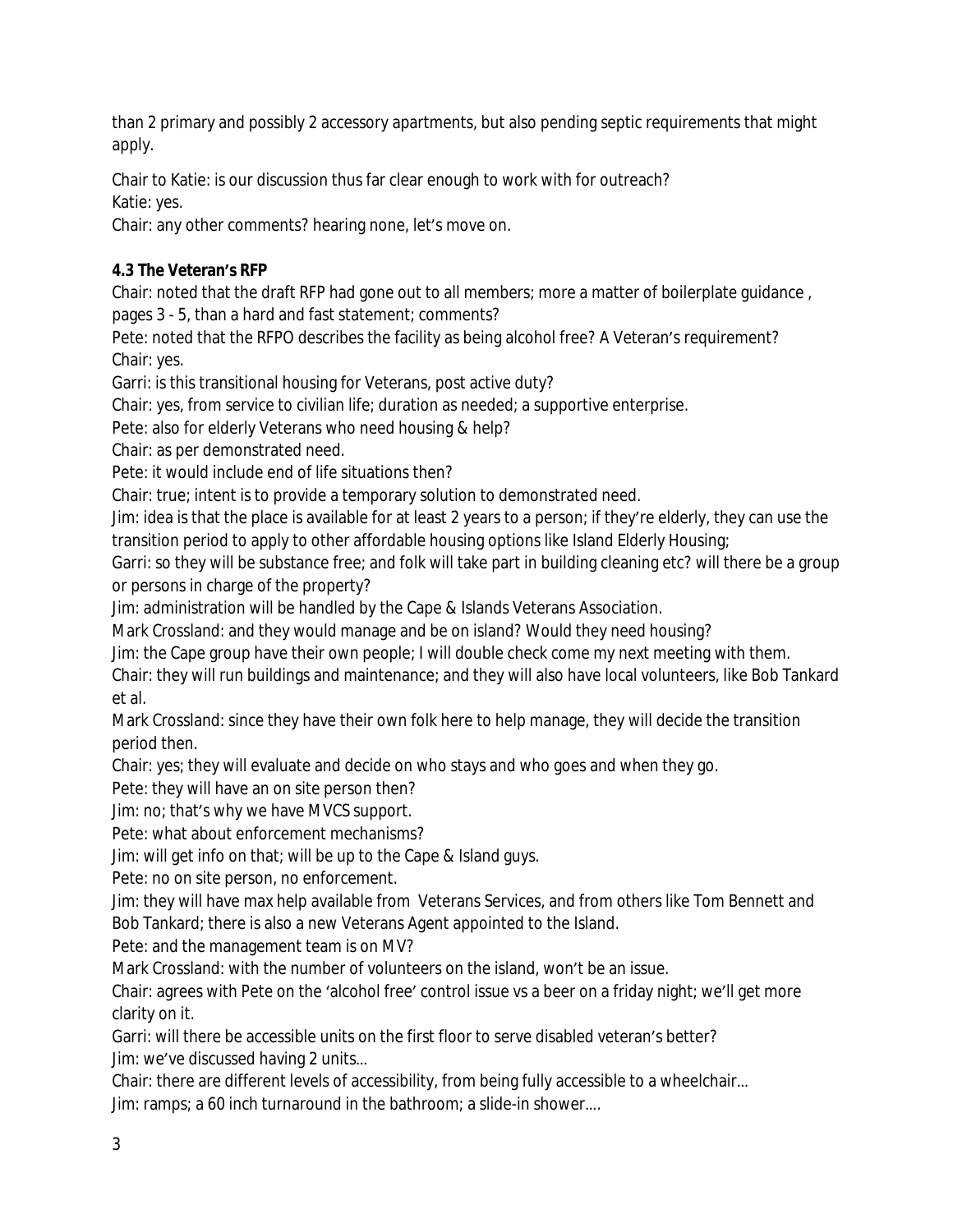than 2 primary and possibly 2 accessory apartments, but also pending septic requirements that might apply.

Chair to Katie: is our discussion thus far clear enough to work with for outreach?
Katie: yes.
Chair: any other comments? hearing none, let's move on.

**4.3 The Veteran's RFP**

Chair: noted that the draft RFP had gone out to all members; more a matter of boilerplate guidance , pages 3 - 5, than a hard and fast statement; comments?
Pete: noted that the RFPO describes the facility as being alcohol free? A Veteran's requirement?
Chair: yes.
Garri: is this transitional housing for Veterans, post active duty?
Chair: yes, from service to civilian life; duration as needed; a supportive enterprise.
Pete: also for elderly Veterans who need housing & help?
Chair: as per demonstrated need.
Pete: it would include end of life situations then?
Chair: true; intent is to provide a temporary solution to demonstrated need.
Jim: idea is that the place is available for at least 2 years to a person; if they're elderly, they can use the transition period to apply to other affordable housing options like Island Elderly Housing;
Garri: so they will be substance free; and folk will take part in building cleaning etc? will there be a group or persons in charge of the property?
Jim: administration will be handled by the Cape & Islands Veterans Association.
Mark Crossland: and they would manage and be on island? Would they need housing?
Jim: the Cape group have their own people; I will double check come my next meeting with them.
Chair: they will run buildings and maintenance; and they will also have local volunteers, like Bob Tankard et al.
Mark Crossland: since they have their own folk here to help manage, they will decide the transition period then.
Chair: yes; they will evaluate and decide on who stays and who goes and when they go.
Pete: they will have an on site person then?
Jim: no; that's why we have MVCS support.
Pete: what about enforcement mechanisms?
Jim: will get info on that; will be up to the Cape & Island guys.
Pete: no on site person, no enforcement.
Jim: they will have max help available from Veterans Services, and from others like Tom Bennett and Bob Tankard; there is also a new Veterans Agent appointed to the Island.
Pete: and the management team is on MV?
Mark Crossland: with the number of volunteers on the island, won't be an issue.
Chair: agrees with Pete on the 'alcohol free' control issue vs a beer on a friday night; we'll get more clarity on it.
Garri: will there be accessible units on the first floor to serve disabled veteran's better?
Jim: we've discussed having 2 units...
Chair: there are different levels of accessibility, from being fully accessible to a wheelchair...
Jim: ramps; a 60 inch turnaround in the bathroom; a slide-in shower....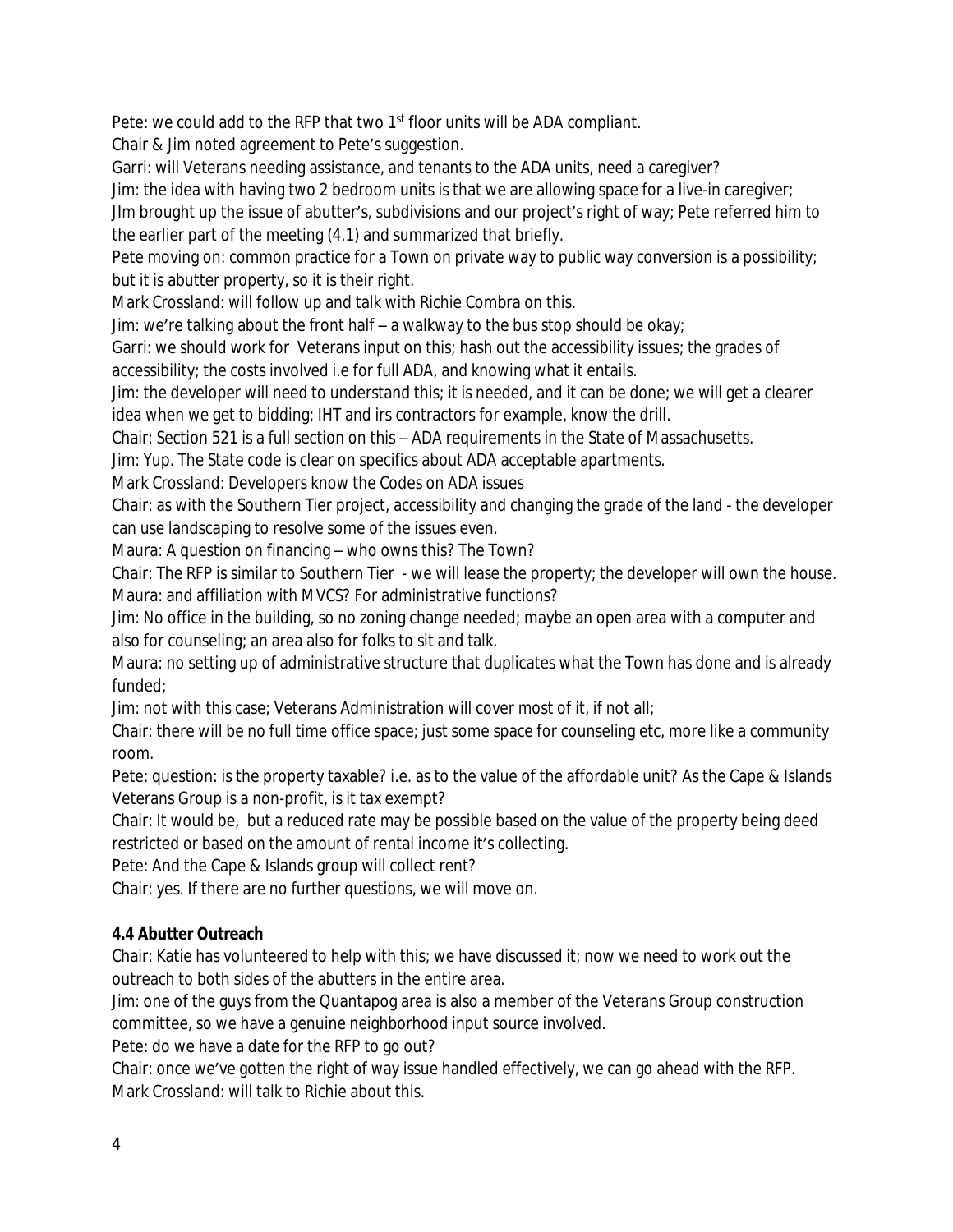Pete: we could add to the RFP that two 1st floor units will be ADA compliant.

Chair & Jim noted agreement to Pete's suggestion.

Garri: will Veterans needing assistance, and tenants to the ADA units, need a caregiver?

Jim: the idea with having two 2 bedroom units is that we are allowing space for a live-in caregiver;

JIm brought up the issue of abutter's, subdivisions and our project's right of way; Pete referred him to the earlier part of the meeting (4.1) and summarized that briefly.

Pete moving on: common practice for a Town on private way to public way conversion is a possibility; but it is abutter property, so it is their right.

Mark Crossland: will follow up and talk with Richie Combra on this.

Jim: we're talking about the front half – a walkway to the bus stop should be okay;

Garri: we should work for Veterans input on this; hash out the accessibility issues; the grades of accessibility; the costs involved i.e for full ADA, and knowing what it entails.

Jim: the developer will need to understand this; it is needed, and it can be done; we will get a clearer idea when we get to bidding; IHT and irs contractors for example, know the drill.

Chair: Section 521 is a full section on this – ADA requirements in the State of Massachusetts.

Jim: Yup. The State code is clear on specifics about ADA acceptable apartments.

Mark Crossland: Developers know the Codes on ADA issues

Chair: as with the Southern Tier project, accessibility and changing the grade of the land - the developer can use landscaping to resolve some of the issues even.

Maura: A question on financing – who owns this? The Town?

Chair: The RFP is similar to Southern Tier - we will lease the property; the developer will own the house.

Maura: and affiliation with MVCS? For administrative functions?

Jim: No office in the building, so no zoning change needed; maybe an open area with a computer and also for counseling; an area also for folks to sit and talk.

Maura: no setting up of administrative structure that duplicates what the Town has done and is already funded;

Jim: not with this case; Veterans Administration will cover most of it, if not all;

Chair: there will be no full time office space; just some space for counseling etc, more like a community room.

Pete: question: is the property taxable? i.e. as to the value of the affordable unit? As the Cape & Islands Veterans Group is a non-profit, is it tax exempt?

Chair: It would be, but a reduced rate may be possible based on the value of the property being deed restricted or based on the amount of rental income it's collecting.

Pete: And the Cape & Islands group will collect rent?

Chair: yes. If there are no further questions, we will move on.

**4.4 Abutter Outreach**

Chair: Katie has volunteered to help with this; we have discussed it; now we need to work out the outreach to both sides of the abutters in the entire area.

Jim: one of the guys from the Quantapog area is also a member of the Veterans Group construction committee, so we have a genuine neighborhood input source involved.

Pete: do we have a date for the RFP to go out?

Chair: once we've gotten the right of way issue handled effectively, we can go ahead with the RFP.

Mark Crossland: will talk to Richie about this.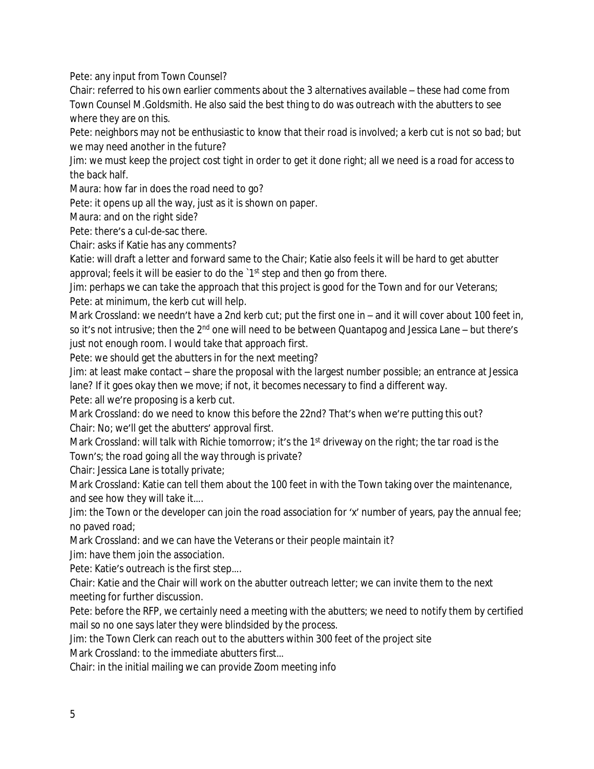Pete: any input from Town Counsel?

Chair: referred to his own earlier comments about the 3 alternatives available – these had come from Town Counsel M.Goldsmith. He also said the best thing to do was outreach with the abutters to see where they are on this.

Pete: neighbors may not be enthusiastic to know that their road is involved; a kerb cut is not so bad; but we may need another in the future?

Jim: we must keep the project cost tight in order to get it done right; all we need is a road for access to the back half.

Maura: how far in does the road need to go?

Pete: it opens up all the way, just as it is shown on paper.

Maura: and on the right side?

Pete: there's a cul-de-sac there.

Chair: asks if Katie has any comments?

Katie: will draft a letter and forward same to the Chair; Katie also feels it will be hard to get abutter approval; feels it will be easier to do the `1st step and then go from there.

Jim: perhaps we can take the approach that this project is good for the Town and for our Veterans;

Pete: at minimum, the kerb cut will help.

Mark Crossland: we needn't have a 2nd kerb cut; put the first one in – and it will cover about 100 feet in, so it's not intrusive; then the 2nd one will need to be between Quantapog and Jessica Lane – but there's just not enough room. I would take that approach first.

Pete: we should get the abutters in for the next meeting?

Jim: at least make contact – share the proposal with the largest number possible; an entrance at Jessica lane? If it goes okay then we move; if not, it becomes necessary to find a different way.

Pete: all we're proposing is a kerb cut.

Mark Crossland: do we need to know this before the 22nd? That's when we're putting this out?

Chair: No; we'll get the abutters' approval first.

Mark Crossland: will talk with Richie tomorrow; it's the 1st driveway on the right; the tar road is the Town's; the road going all the way through is private?

Chair: Jessica Lane is totally private;

Mark Crossland: Katie can tell them about the 100 feet in with the Town taking over the maintenance, and see how they will take it….

Jim: the Town or the developer can join the road association for 'x' number of years, pay the annual fee; no paved road;

Mark Crossland: and we can have the Veterans or their people maintain it?

Jim: have them join the association.

Pete: Katie's outreach is the first step….

Chair: Katie and the Chair will work on the abutter outreach letter; we can invite them to the next meeting for further discussion.

Pete: before the RFP, we certainly need a meeting with the abutters; we need to notify them by certified mail so no one says later they were blindsided by the process.

Jim: the Town Clerk can reach out to the abutters within 300 feet of the project site

Mark Crossland: to the immediate abutters first…

Chair: in the initial mailing we can provide Zoom meeting info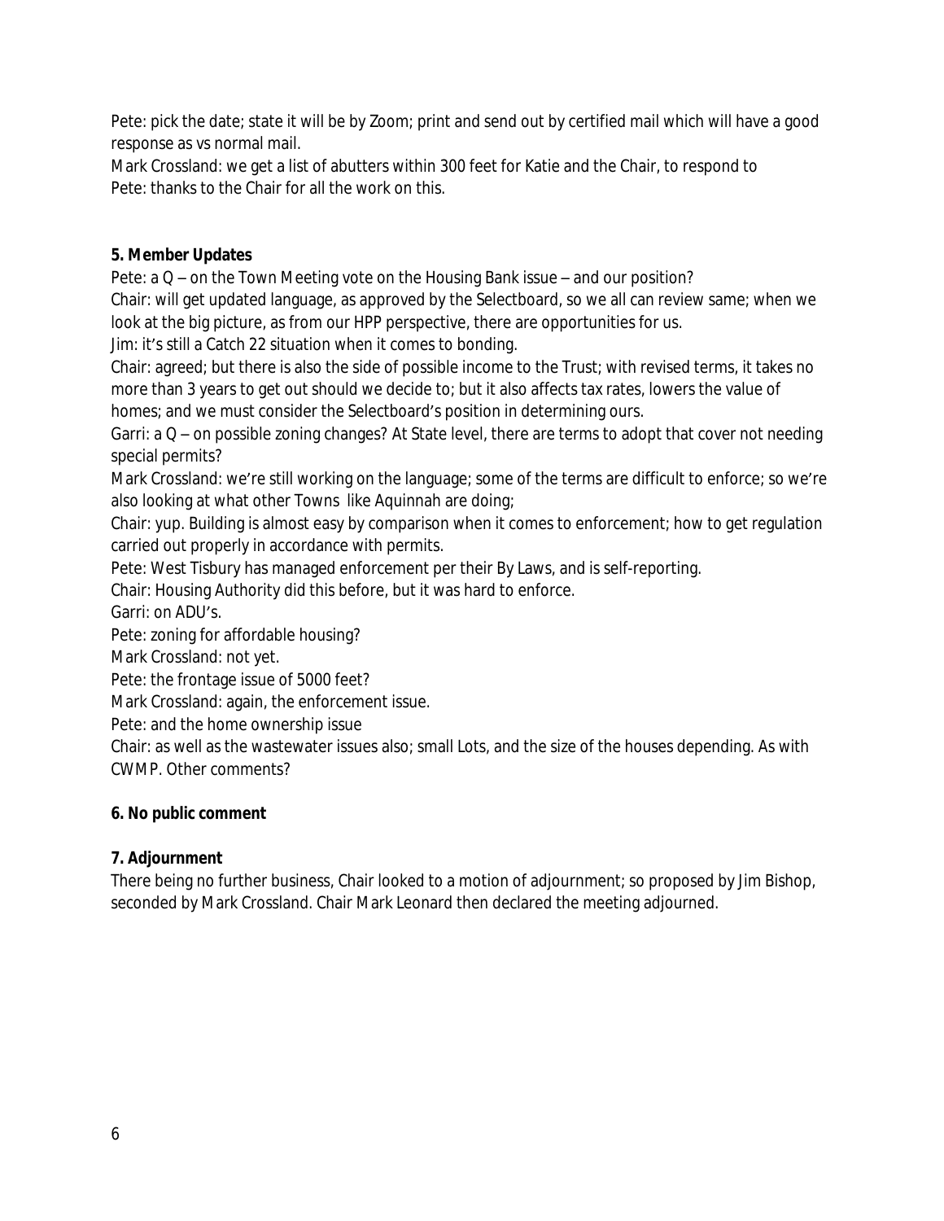Pete: pick the date; state it will be by Zoom; print and send out by certified mail which will have a good response as vs normal mail.
Mark Crossland: we get a list of abutters within 300 feet for Katie and the Chair, to respond to
Pete: thanks to the Chair for all the work on this.

**5. Member Updates**

Pete: a Q – on the Town Meeting vote on the Housing Bank issue – and our position?
Chair: will get updated language, as approved by the Selectboard, so we all can review same; when we look at the big picture, as from our HPP perspective, there are opportunities for us.
Jim: it's still a Catch 22 situation when it comes to bonding.
Chair: agreed; but there is also the side of possible income to the Trust; with revised terms, it takes no more than 3 years to get out should we decide to; but it also affects tax rates, lowers the value of homes; and we must consider the Selectboard's position in determining ours.
Garri: a Q – on possible zoning changes? At State level, there are terms to adopt that cover not needing special permits?
Mark Crossland: we're still working on the language; some of the terms are difficult to enforce; so we're also looking at what other Towns like Aquinnah are doing;
Chair: yup. Building is almost easy by comparison when it comes to enforcement; how to get regulation carried out properly in accordance with permits.
Pete: West Tisbury has managed enforcement per their By Laws, and is self-reporting.
Chair: Housing Authority did this before, but it was hard to enforce.
Garri: on ADU's.
Pete: zoning for affordable housing?
Mark Crossland: not yet.
Pete: the frontage issue of 5000 feet?
Mark Crossland: again, the enforcement issue.
Pete: and the home ownership issue
Chair: as well as the wastewater issues also; small Lots, and the size of the houses depending. As with CWMP. Other comments?

**6. No public comment**

**7. Adjournment**

There being no further business, Chair looked to a motion of adjournment; so proposed by Jim Bishop, seconded by Mark Crossland. Chair Mark Leonard then declared the meeting adjourned.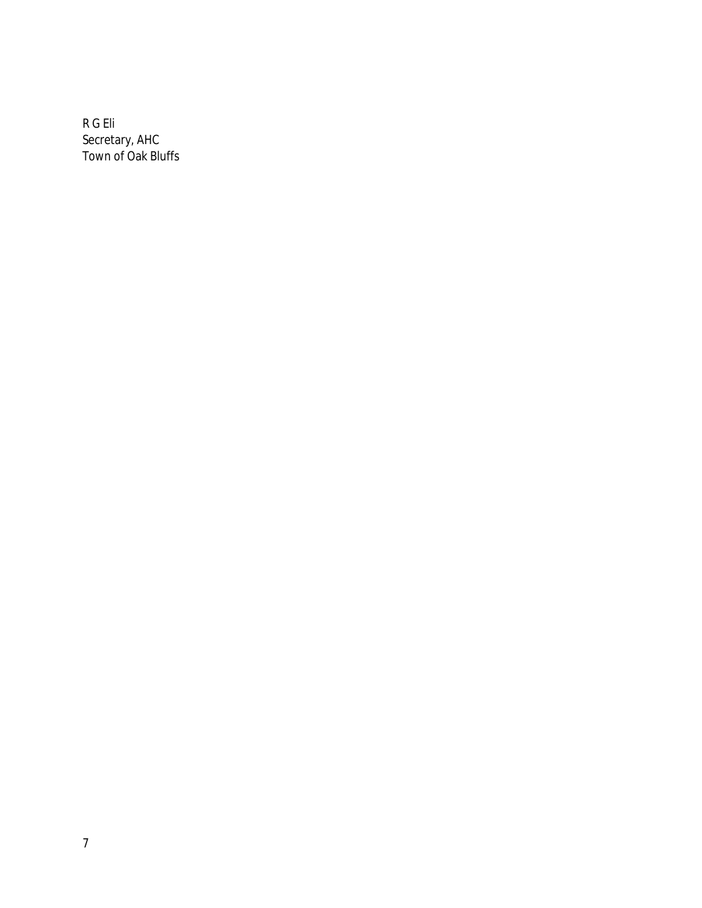R G Eli
Secretary, AHC
Town of Oak Bluffs